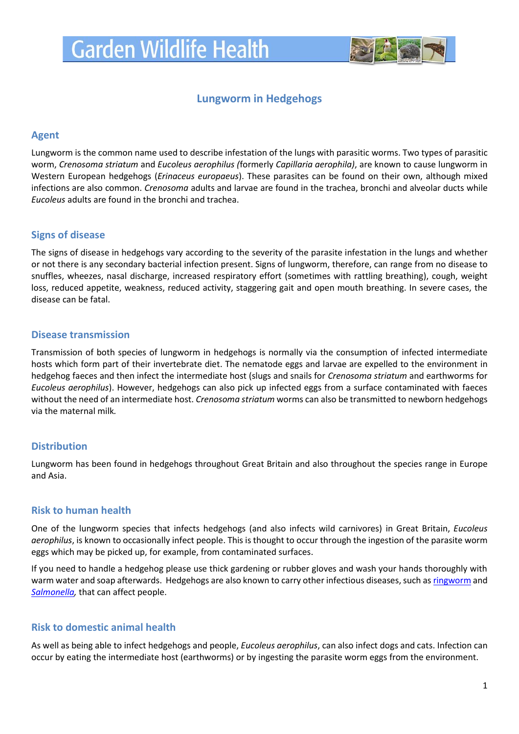# Garden Wildlife Health

## Lungworm in Hedgehogs

### Agent

Lungworm is the common name used to describe infestation of the lungs with parasitic worms. Two types of parasitic worm, *Crenosoma striatum* and *Eucoleus aerophilus (*formerly *Capillaria aerophila)*, are known to cause lungworm in Western European hedgehogs (*Erinaceus europaeus*). These parasites can be found on their own, although mixed infections are also common. *Crenosoma* adults and larvae are found in the trachea, bronchi and alveolar ducts while *Eucoleus* adults are found in the bronchi and trachea.

### Signs of disease

The signs of disease in hedgehogs vary according to the severity of the parasite infestation in the lungs and whether or not there is any secondary bacterial infection present. Signs of lungworm, therefore, can range from no disease to snuffles, wheezes, nasal discharge, increased respiratory effort (sometimes with rattling breathing), cough, weight loss, reduced appetite, weakness, reduced activity, staggering gait and open mouth breathing. In severe cases, the disease can be fatal.

### Disease transmission

Transmission of both species of lungworm in hedgehogs is normally via the consumption of infected intermediate hosts which form part of their invertebrate diet. The nematode eggs and larvae are expelled to the environment in hedgehog faeces and then infect the intermediate host (slugs and snails for *Crenosoma striatum* and earthworms for *Eucoleus aerophilus*). However, hedgehogs can also pick up infected eggs from a surface contaminated with faeces without the need of an intermediate host. *Crenosoma striatum* worms can also be transmitted to newborn hedgehogs via the maternal milk.

### Distribution

Lungworm has been found in hedgehogs throughout Great Britain and also throughout the species range in Europe and Asia.

### Risk to human health

One of the lungworm species that infects hedgehogs (and also infects wild carnivores) in Great Britain, *Eucoleus aerophilus*, is known to occasionally infect people. This is thought to occur through the ingestion of the parasite worm eggs which may be picked up, for example, from contaminated surfaces.

If you need to handle a hedgehog please use thick gardening or rubber gloves and wash your hands thoroughly with warm water and soap afterwards. Hedgehogs are also known to carry other infectious diseases, such as ringworm and *Salmonella*, that can affect people.

### Risk to domestic animal health

As well as being able to infect hedgehogs and people, *Eucoleus aerophilus*, can also infect dogs and cats. Infection can occur by eating the intermediate host (earthworms) or by ingesting the parasite worm eggs from the environment.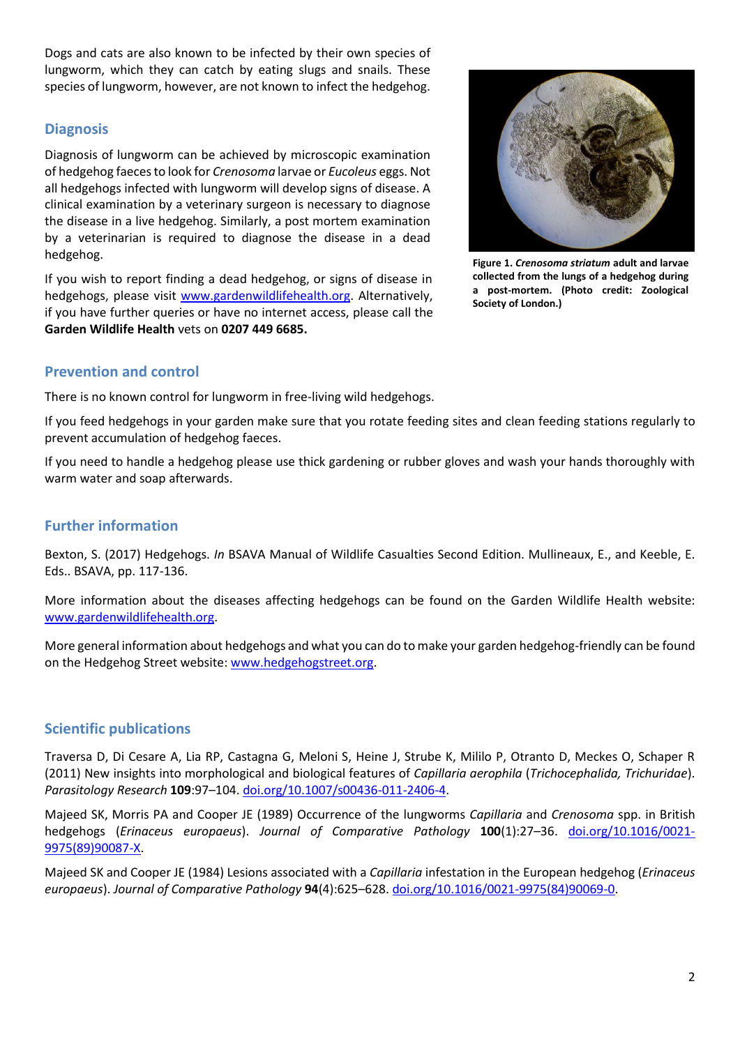Dogs and cats are also known to be infected by their own species of lungworm, which they can catch by eating slugs and snails. These species of lungworm, however, are not known to infect the hedgehog.

## Diagnosis

Diagnosis of lungworm can be achieved by microscopic examination of hedgehog faeces to look for *Crenosoma* larvae or *Eucoleus* eggs. Not all hedgehogs infected with lungworm will develop signs of disease. A clinical examination by a veterinary surgeon is necessary to diagnose the disease in a live hedgehog. Similarly, a post mortem examination by a veterinarian is required to diagnose the disease in a dead hedgehog.

If you wish to report finding a dead hedgehog, or signs of disease in hedgehogs, please visit [www.gardenwildlifehealth.org](www.gardenwildlifehealth.org). Alternatively, if you have further queries or have no internet access, please call the **Garden Wildlife Health** vets on **0207 449 6685.**

**Figure 1. *Crenosoma striatum* adult and larvae collected from the lungs of a hedgehog during a post-mortem. (Photo credit: Zoological Society of London.)**

## Prevention and control

There is no known control for lungworm in free-living wild hedgehogs.

If you feed hedgehogs in your garden make sure that you rotate feeding sites and clean feeding stations regularly to prevent accumulation of hedgehog faeces.

If you need to handle a hedgehog please use thick gardening or rubber gloves and wash your hands thoroughly with warm water and soap afterwards.

## Further information

Bexton, S. (2017) Hedgehogs. *In* BSAVA Manual of Wildlife Casualties Second Edition. Mullineaux, E., and Keeble, E. Eds.. BSAVA, pp. 117-136.

More information about the diseases affecting hedgehogs can be found on the Garden Wildlife Health website: [www.gardenwildlifehealth.org](www.gardenwildlifehealth.org).

More general information about hedgehogs and what you can do to make your garden hedgehog-friendly can be found on the Hedgehog Street website: [www.hedgehogstreet.org](www.hedgehogstreet.org).

## Scientific publications

Traversa D, Di Cesare A, Lia RP, Castagna G, Meloni S, Heine J, Strube K, Milillo P, Otranto D, Meckes O, Schaper R (2011) New insights into morphological and biological features of *Capillaria aerophila* (*Trichocephalida, Trichuridae*). *Parasitology Research* **109**:97–104. [doi.org/10.1007/s00436-011-2406-4](doi.org/10.1007/s00436-011-2406-4).

Majeed SK, Morris PA and Cooper JE (1989) Occurrence of the lungworms *Capillaria* and *Crenosoma* spp. in British hedgehogs (*Erinaceus europaeus*). *Journal of Comparative Pathology* **100**(1):27–36. [doi.org/10.1016/0021-9975(89)90087-X](doi.org/10.1016/0021-9975(89)90087-X).

Majeed SK and Cooper JE (1984) Lesions associated with a *Capillaria* infestation in the European hedgehog (*Erinaceus europaeus*). *Journal of Comparative Pathology* **94**(4):625–628. [doi.org/10.1016/0021-9975(84)90069-0](doi.org/10.1016/0021-9975(84)90069-0).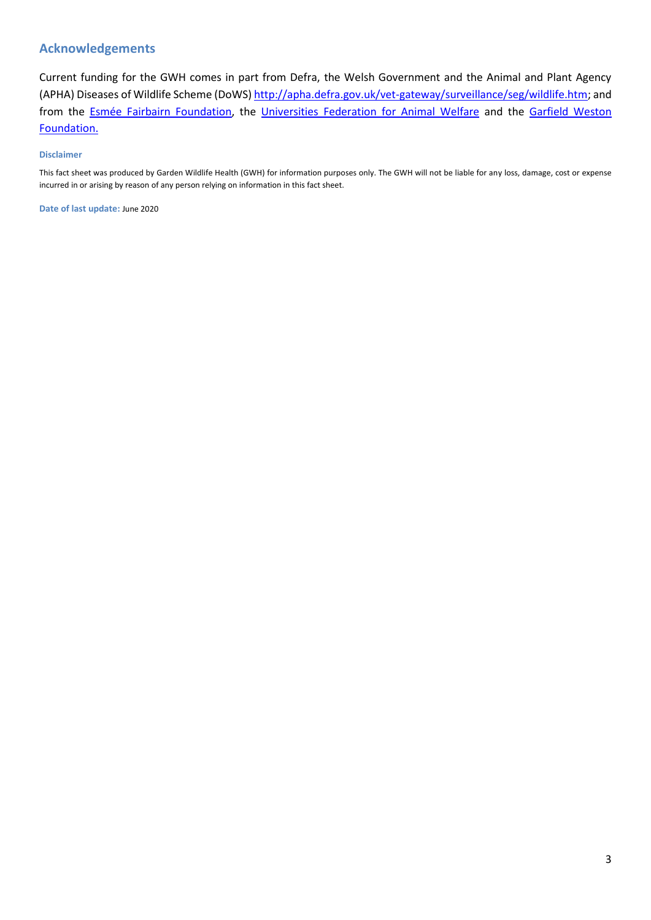## Acknowledgements

Current funding for the GWH comes in part from Defra, the Welsh Government and the Animal and Plant Agency (APHA) Diseases of Wildlife Scheme (DoWS) http://apha.defra.gov.uk/vet-gateway/surveillance/seg/wildlife.htm; and from the Esmée Fairbairn Foundation, the Universities Federation for Animal Welfare and the Garfield Weston Foundation.

#### Disclaimer

This fact sheet was produced by Garden Wildlife Health (GWH) for information purposes only. The GWH will not be liable for any loss, damage, cost or expense incurred in or arising by reason of any person relying on information in this fact sheet.

**Date of last update:** June 2020